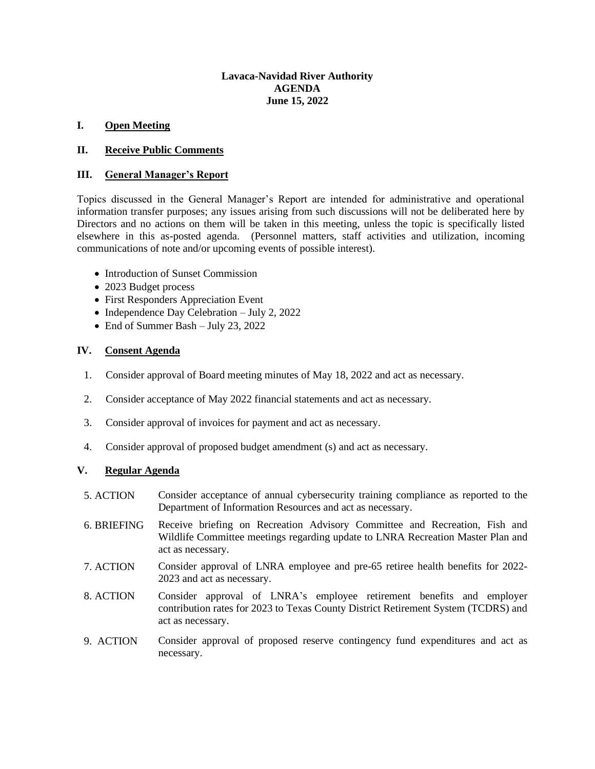# Lavaca-Navidad River Authority
# AGENDA
# June 15, 2022

## I. Open Meeting

## II. Receive Public Comments

## III. General Manager's Report

Topics discussed in the General Manager's Report are intended for administrative and operational information transfer purposes; any issues arising from such discussions will not be deliberated here by Directors and no actions on them will be taken in this meeting, unless the topic is specifically listed elsewhere in this as-posted agenda. (Personnel matters, staff activities and utilization, incoming communications of note and/or upcoming events of possible interest).

- Introduction of Sunset Commission
- 2023 Budget process
- First Responders Appreciation Event
- Independence Day Celebration – July 2, 2022
- End of Summer Bash – July 23, 2022

## IV. Consent Agenda

1. Consider approval of Board meeting minutes of May 18, 2022 and act as necessary.
2. Consider acceptance of May 2022 financial statements and act as necessary.
3. Consider approval of invoices for payment and act as necessary.
4. Consider approval of proposed budget amendment (s) and act as necessary.

## V. Regular Agenda

5. ACTION — Consider acceptance of annual cybersecurity training compliance as reported to the Department of Information Resources and act as necessary.

6. BRIEFING — Receive briefing on Recreation Advisory Committee and Recreation, Fish and Wildlife Committee meetings regarding update to LNRA Recreation Master Plan and act as necessary.

7. ACTION — Consider approval of LNRA employee and pre-65 retiree health benefits for 2022-2023 and act as necessary.

8. ACTION — Consider approval of LNRA's employee retirement benefits and employer contribution rates for 2023 to Texas County District Retirement System (TCDRS) and act as necessary.

9. ACTION — Consider approval of proposed reserve contingency fund expenditures and act as necessary.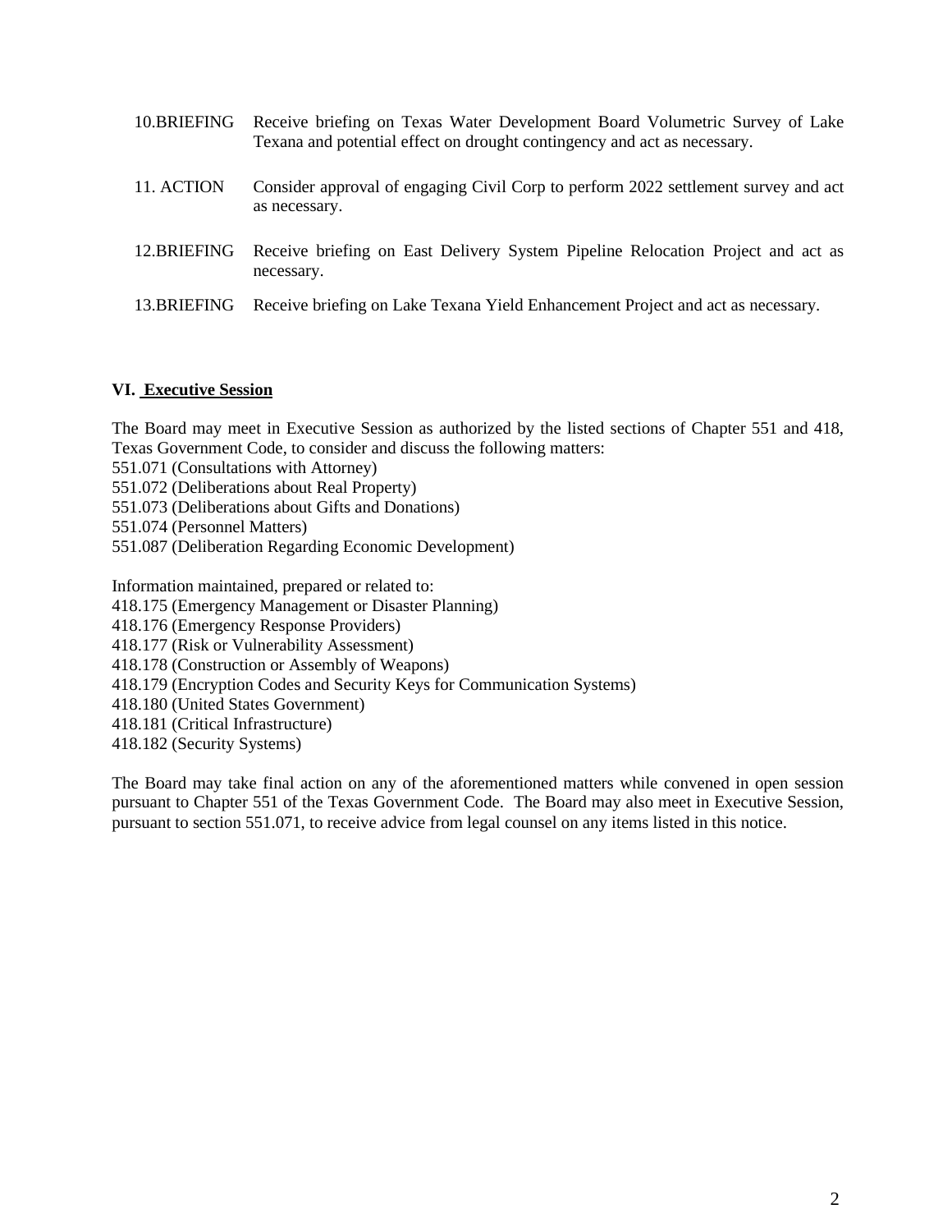10.BRIEFING Receive briefing on Texas Water Development Board Volumetric Survey of Lake Texana and potential effect on drought contingency and act as necessary.

11. ACTION Consider approval of engaging Civil Corp to perform 2022 settlement survey and act as necessary.

12.BRIEFING Receive briefing on East Delivery System Pipeline Relocation Project and act as necessary.

13.BRIEFING Receive briefing on Lake Texana Yield Enhancement Project and act as necessary.

## VI. Executive Session

The Board may meet in Executive Session as authorized by the listed sections of Chapter 551 and 418, Texas Government Code, to consider and discuss the following matters:

551.071 (Consultations with Attorney)
551.072 (Deliberations about Real Property)
551.073 (Deliberations about Gifts and Donations)
551.074 (Personnel Matters)
551.087 (Deliberation Regarding Economic Development)

Information maintained, prepared or related to:

418.175 (Emergency Management or Disaster Planning)
418.176 (Emergency Response Providers)
418.177 (Risk or Vulnerability Assessment)
418.178 (Construction or Assembly of Weapons)
418.179 (Encryption Codes and Security Keys for Communication Systems)
418.180 (United States Government)
418.181 (Critical Infrastructure)
418.182 (Security Systems)

The Board may take final action on any of the aforementioned matters while convened in open session pursuant to Chapter 551 of the Texas Government Code. The Board may also meet in Executive Session, pursuant to section 551.071, to receive advice from legal counsel on any items listed in this notice.